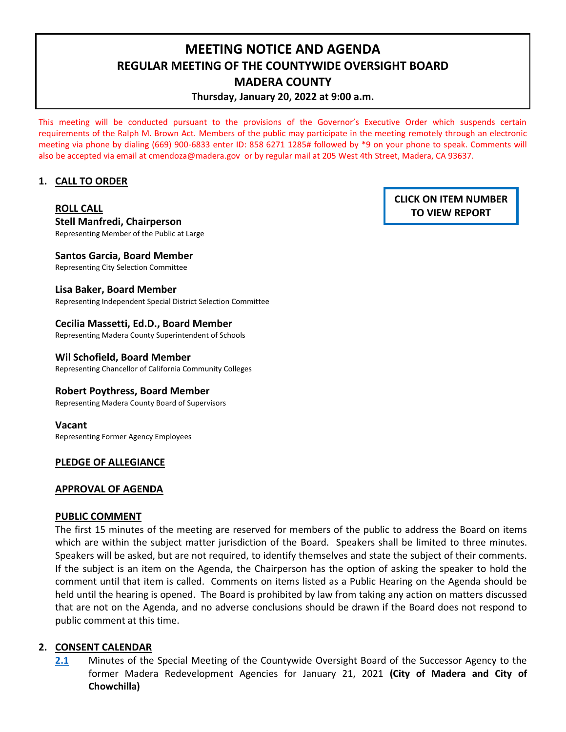# MEETING NOTICE AND AGENDA

## REGULAR MEETING OF THE COUNTYWIDE OVERSIGHT BOARD

## MADERA COUNTY

**Thursday, January 20, 2022 at 9:00 a.m.**

This meeting will be conducted pursuant to the provisions of the Governor's Executive Order which suspends certain requirements of the Ralph M. Brown Act. Members of the public may participate in the meeting remotely through an electronic meeting via phone by dialing (669) 900-6833 enter ID: 858 6271 1285# followed by *9 on your phone to speak. Comments will also be accepted via email at cmendoza@madera.gov or by regular mail at 205 West 4th Street, Madera, CA 93637.

**CLICK ON ITEM NUMBER TO VIEW REPORT**

## 1. CALL TO ORDER

**ROLL CALL**

**Stell Manfredi, Chairperson**
Representing Member of the Public at Large

**Santos Garcia, Board Member**
Representing City Selection Committee

**Lisa Baker, Board Member**
Representing Independent Special District Selection Committee

**Cecilia Massetti, Ed.D., Board Member**
Representing Madera County Superintendent of Schools

**Wil Schofield, Board Member**
Representing Chancellor of California Community Colleges

**Robert Poythress, Board Member**
Representing Madera County Board of Supervisors

**Vacant**
Representing Former Agency Employees

**PLEDGE OF ALLEGIANCE**

**APPROVAL OF AGENDA**

**PUBLIC COMMENT**

The first 15 minutes of the meeting are reserved for members of the public to address the Board on items which are within the subject matter jurisdiction of the Board. Speakers shall be limited to three minutes. Speakers will be asked, but are not required, to identify themselves and state the subject of their comments. If the subject is an item on the Agenda, the Chairperson has the option of asking the speaker to hold the comment until that item is called. Comments on items listed as a Public Hearing on the Agenda should be held until the hearing is opened. The Board is prohibited by law from taking any action on matters discussed that are not on the Agenda, and no adverse conclusions should be drawn if the Board does not respond to public comment at this time.

## 2. CONSENT CALENDAR

2.1 Minutes of the Special Meeting of the Countywide Oversight Board of the Successor Agency to the former Madera Redevelopment Agencies for January 21, 2021 **(City of Madera and City of Chowchilla)**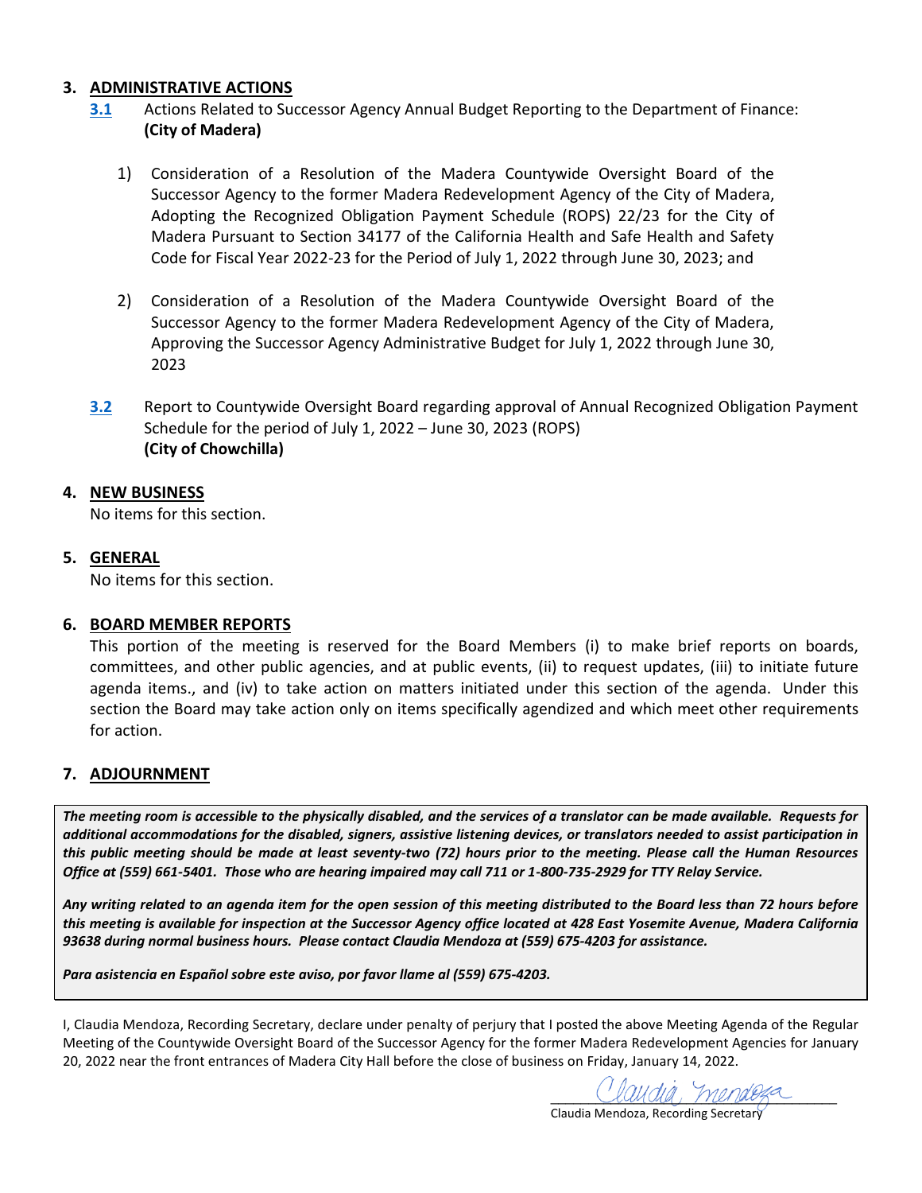## 3. ADMINISTRATIVE ACTIONS

**3.1** Actions Related to Successor Agency Annual Budget Reporting to the Department of Finance: **(City of Madera)**

1) Consideration of a Resolution of the Madera Countywide Oversight Board of the Successor Agency to the former Madera Redevelopment Agency of the City of Madera, Adopting the Recognized Obligation Payment Schedule (ROPS) 22/23 for the City of Madera Pursuant to Section 34177 of the California Health and Safe Health and Safety Code for Fiscal Year 2022-23 for the Period of July 1, 2022 through June 30, 2023; and

2) Consideration of a Resolution of the Madera Countywide Oversight Board of the Successor Agency to the former Madera Redevelopment Agency of the City of Madera, Approving the Successor Agency Administrative Budget for July 1, 2022 through June 30, 2023

**3.2** Report to Countywide Oversight Board regarding approval of Annual Recognized Obligation Payment Schedule for the period of July 1, 2022 – June 30, 2023 (ROPS) **(City of Chowchilla)**

## 4. NEW BUSINESS

No items for this section.

## 5. GENERAL

No items for this section.

## 6. BOARD MEMBER REPORTS

This portion of the meeting is reserved for the Board Members (i) to make brief reports on boards, committees, and other public agencies, and at public events, (ii) to request updates, (iii) to initiate future agenda items., and (iv) to take action on matters initiated under this section of the agenda. Under this section the Board may take action only on items specifically agendized and which meet other requirements for action.

## 7. ADJOURNMENT

***The meeting room is accessible to the physically disabled, and the services of a translator can be made available. Requests for additional accommodations for the disabled, signers, assistive listening devices, or translators needed to assist participation in this public meeting should be made at least seventy-two (72) hours prior to the meeting. Please call the Human Resources Office at (559) 661-5401. Those who are hearing impaired may call 711 or 1-800-735-2929 for TTY Relay Service.***

***Any writing related to an agenda item for the open session of this meeting distributed to the Board less than 72 hours before this meeting is available for inspection at the Successor Agency office located at 428 East Yosemite Avenue, Madera California 93638 during normal business hours. Please contact Claudia Mendoza at (559) 675-4203 for assistance.***

***Para asistencia en Español sobre este aviso, por favor llame al (559) 675-4203.***

I, Claudia Mendoza, Recording Secretary, declare under penalty of perjury that I posted the above Meeting Agenda of the Regular Meeting of the Countywide Oversight Board of the Successor Agency for the former Madera Redevelopment Agencies for January 20, 2022 near the front entrances of Madera City Hall before the close of business on Friday, January 14, 2022.

Claudia Mendoza

Claudia Mendoza, Recording Secretary